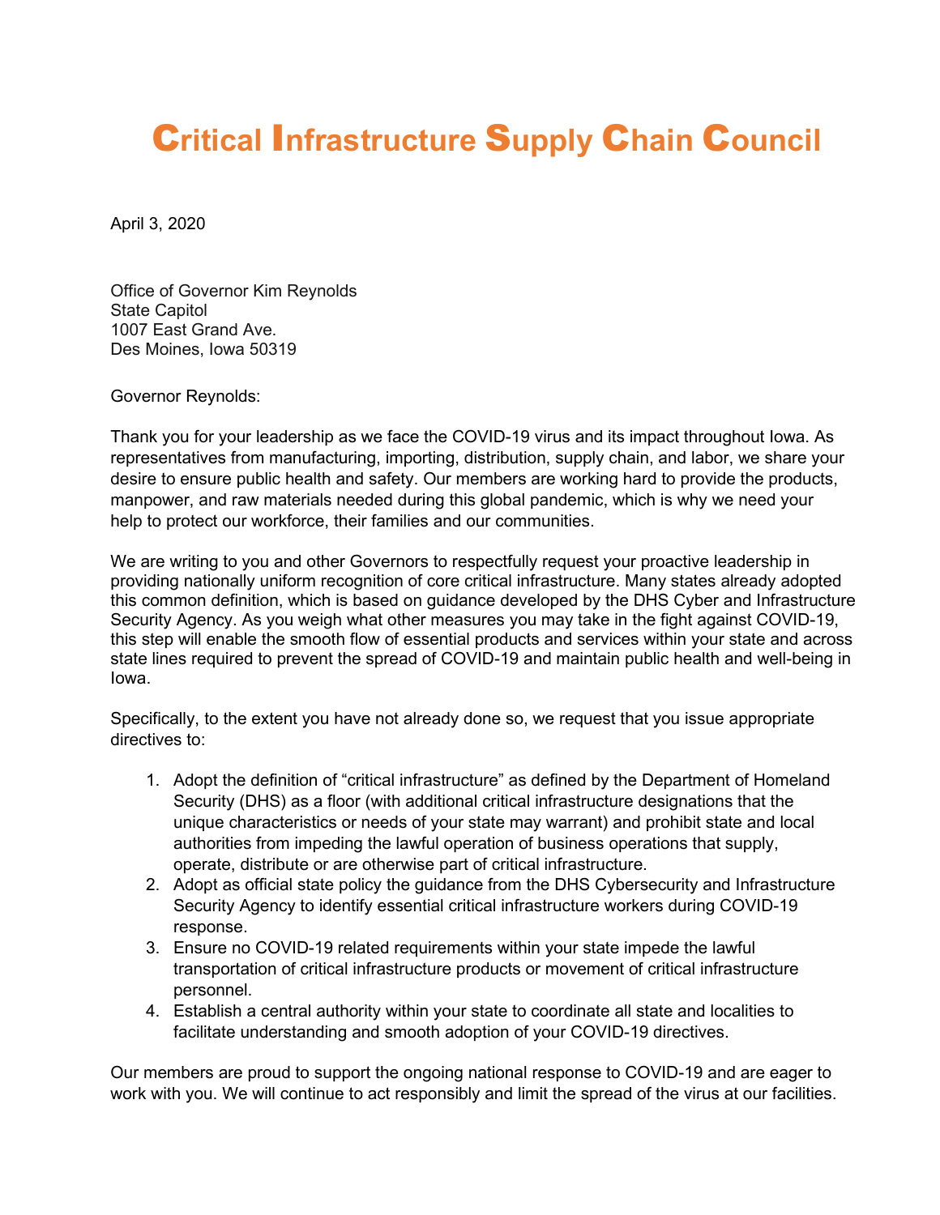# Critical Infrastructure Supply Chain Council

April 3, 2020

Office of Governor Kim Reynolds
State Capitol
1007 East Grand Ave.
Des Moines, Iowa 50319

Governor Reynolds:

Thank you for your leadership as we face the COVID-19 virus and its impact throughout Iowa. As representatives from manufacturing, importing, distribution, supply chain, and labor, we share your desire to ensure public health and safety. Our members are working hard to provide the products, manpower, and raw materials needed during this global pandemic, which is why we need your help to protect our workforce, their families and our communities.

We are writing to you and other Governors to respectfully request your proactive leadership in providing nationally uniform recognition of core critical infrastructure. Many states already adopted this common definition, which is based on guidance developed by the DHS Cyber and Infrastructure Security Agency. As you weigh what other measures you may take in the fight against COVID-19, this step will enable the smooth flow of essential products and services within your state and across state lines required to prevent the spread of COVID-19 and maintain public health and well-being in Iowa.

Specifically, to the extent you have not already done so, we request that you issue appropriate directives to:

1. Adopt the definition of "critical infrastructure" as defined by the Department of Homeland Security (DHS) as a floor (with additional critical infrastructure designations that the unique characteristics or needs of your state may warrant) and prohibit state and local authorities from impeding the lawful operation of business operations that supply, operate, distribute or are otherwise part of critical infrastructure.
2. Adopt as official state policy the guidance from the DHS Cybersecurity and Infrastructure Security Agency to identify essential critical infrastructure workers during COVID-19 response.
3. Ensure no COVID-19 related requirements within your state impede the lawful transportation of critical infrastructure products or movement of critical infrastructure personnel.
4. Establish a central authority within your state to coordinate all state and localities to facilitate understanding and smooth adoption of your COVID-19 directives.

Our members are proud to support the ongoing national response to COVID-19 and are eager to work with you. We will continue to act responsibly and limit the spread of the virus at our facilities.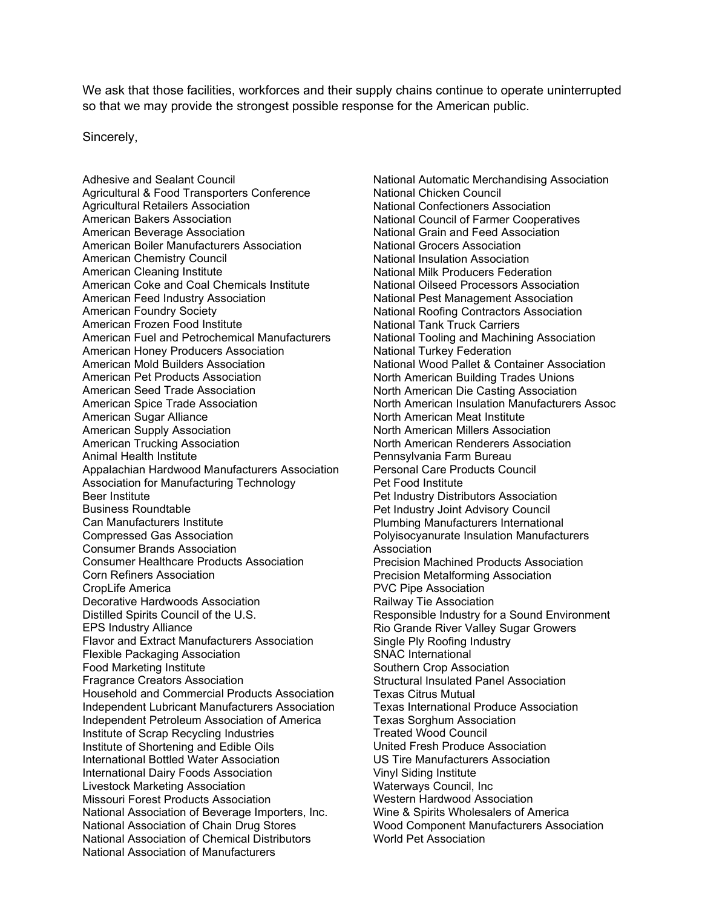We ask that those facilities, workforces and their supply chains continue to operate uninterrupted so that we may provide the strongest possible response for the American public.

Sincerely,

Adhesive and Sealant Council
Agricultural & Food Transporters Conference
Agricultural Retailers Association
American Bakers Association
American Beverage Association
American Boiler Manufacturers Association
American Chemistry Council
American Cleaning Institute
American Coke and Coal Chemicals Institute
American Feed Industry Association
American Foundry Society
American Frozen Food Institute
American Fuel and Petrochemical Manufacturers
American Honey Producers Association
American Mold Builders Association
American Pet Products Association
American Seed Trade Association
American Spice Trade Association
American Sugar Alliance
American Supply Association
American Trucking Association
Animal Health Institute
Appalachian Hardwood Manufacturers Association
Association for Manufacturing Technology
Beer Institute
Business Roundtable
Can Manufacturers Institute
Compressed Gas Association
Consumer Brands Association
Consumer Healthcare Products Association
Corn Refiners Association
CropLife America
Decorative Hardwoods Association
Distilled Spirits Council of the U.S.
EPS Industry Alliance
Flavor and Extract Manufacturers Association
Flexible Packaging Association
Food Marketing Institute
Fragrance Creators Association
Household and Commercial Products Association
Independent Lubricant Manufacturers Association
Independent Petroleum Association of America
Institute of Scrap Recycling Industries
Institute of Shortening and Edible Oils
International Bottled Water Association
International Dairy Foods Association
Livestock Marketing Association
Missouri Forest Products Association
National Association of Beverage Importers, Inc.
National Association of Chain Drug Stores
National Association of Chemical Distributors
National Association of Manufacturers
National Automatic Merchandising Association
National Chicken Council
National Confectioners Association
National Council of Farmer Cooperatives
National Grain and Feed Association
National Grocers Association
National Insulation Association
National Milk Producers Federation
National Oilseed Processors Association
National Pest Management Association
National Roofing Contractors Association
National Tank Truck Carriers
National Tooling and Machining Association
National Turkey Federation
National Wood Pallet & Container Association
North American Building Trades Unions
North American Die Casting Association
North American Insulation Manufacturers Assoc
North American Meat Institute
North American Millers Association
North American Renderers Association
Pennsylvania Farm Bureau
Personal Care Products Council
Pet Food Institute
Pet Industry Distributors Association
Pet Industry Joint Advisory Council
Plumbing Manufacturers International
Polyisocyanurate Insulation Manufacturers Association
Precision Machined Products Association
Precision Metalforming Association
PVC Pipe Association
Railway Tie Association
Responsible Industry for a Sound Environment
Rio Grande River Valley Sugar Growers
Single Ply Roofing Industry
SNAC International
Southern Crop Association
Structural Insulated Panel Association
Texas Citrus Mutual
Texas International Produce Association
Texas Sorghum Association
Treated Wood Council
United Fresh Produce Association
US Tire Manufacturers Association
Vinyl Siding Institute
Waterways Council, Inc
Western Hardwood Association
Wine & Spirits Wholesalers of America
Wood Component Manufacturers Association
World Pet Association